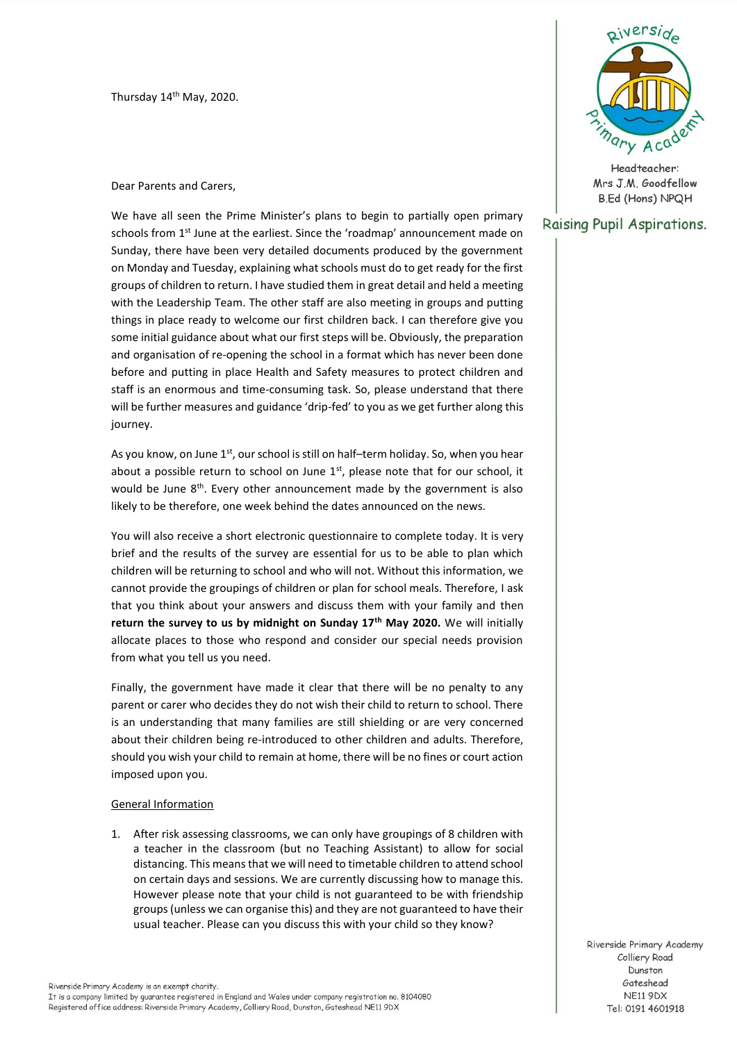Thursday 14th May, 2020.

Headteacher:
Mrs J.M. Goodfellow
B.Ed (Hons) NPQH

Raising Pupil Aspirations.

Dear Parents and Carers,

We have all seen the Prime Minister's plans to begin to partially open primary schools from 1st June at the earliest. Since the 'roadmap' announcement made on Sunday, there have been very detailed documents produced by the government on Monday and Tuesday, explaining what schools must do to get ready for the first groups of children to return. I have studied them in great detail and held a meeting with the Leadership Team. The other staff are also meeting in groups and putting things in place ready to welcome our first children back. I can therefore give you some initial guidance about what our first steps will be. Obviously, the preparation and organisation of re-opening the school in a format which has never been done before and putting in place Health and Safety measures to protect children and staff is an enormous and time-consuming task. So, please understand that there will be further measures and guidance 'drip-fed' to you as we get further along this journey.

As you know, on June 1st, our school is still on half–term holiday. So, when you hear about a possible return to school on June 1st, please note that for our school, it would be June 8th. Every other announcement made by the government is also likely to be therefore, one week behind the dates announced on the news.

You will also receive a short electronic questionnaire to complete today. It is very brief and the results of the survey are essential for us to be able to plan which children will be returning to school and who will not. Without this information, we cannot provide the groupings of children or plan for school meals. Therefore, I ask that you think about your answers and discuss them with your family and then **return the survey to us by midnight on Sunday 17th May 2020.** We will initially allocate places to those who respond and consider our special needs provision from what you tell us you need.

Finally, the government have made it clear that there will be no penalty to any parent or carer who decides they do not wish their child to return to school. There is an understanding that many families are still shielding or are very concerned about their children being re-introduced to other children and adults. Therefore, should you wish your child to remain at home, there will be no fines or court action imposed upon you.

General Information

1. After risk assessing classrooms, we can only have groupings of 8 children with a teacher in the classroom (but no Teaching Assistant) to allow for social distancing. This means that we will need to timetable children to attend school on certain days and sessions. We are currently discussing how to manage this. However please note that your child is not guaranteed to be with friendship groups (unless we can organise this) and they are not guaranteed to have their usual teacher. Please can you discuss this with your child so they know?

Riverside Primary Academy is an exempt charity.
It is a company limited by guarantee registered in England and Wales under company registration no. 8104080
Registered office address: Riverside Primary Academy, Colliery Road, Dunston, Gateshead NE11 9DX

Riverside Primary Academy
Colliery Road
Dunston
Gateshead
NE11 9DX
Tel: 0191 4601918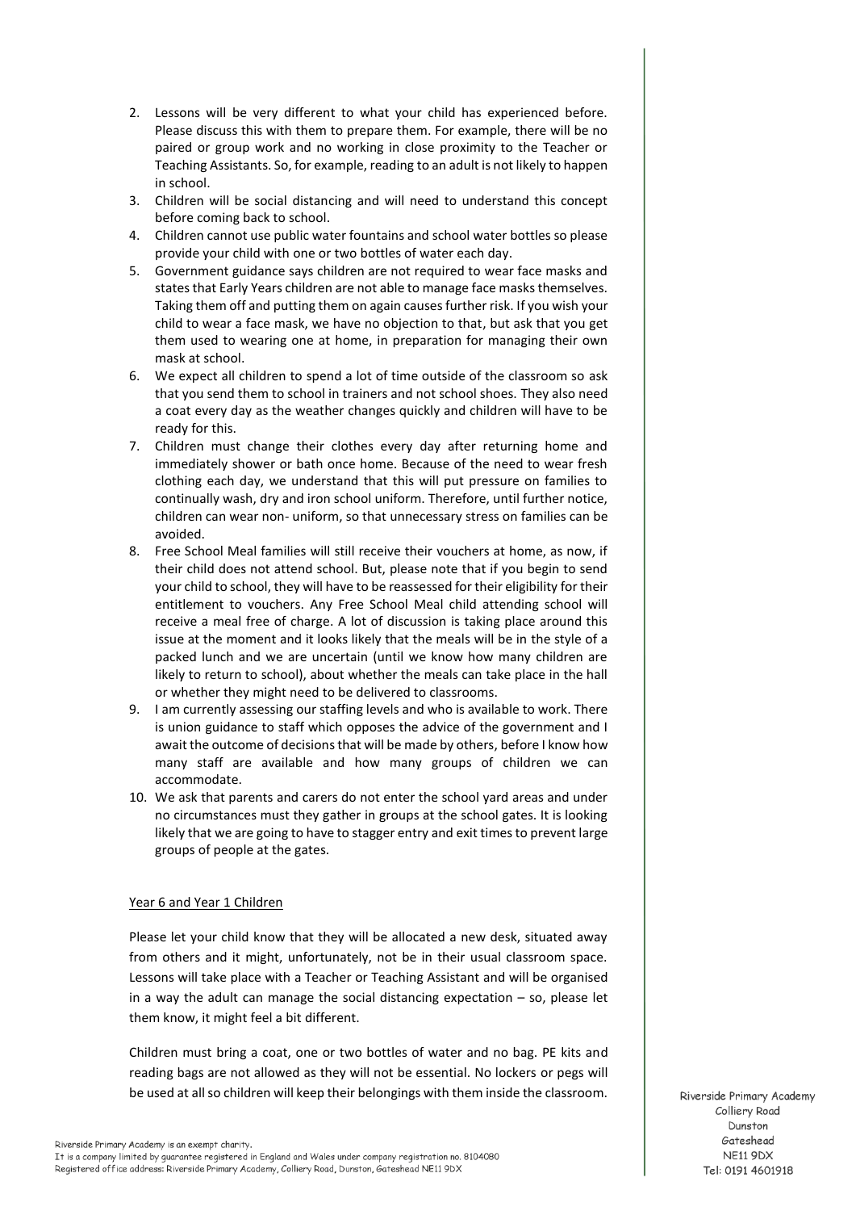2. Lessons will be very different to what your child has experienced before. Please discuss this with them to prepare them. For example, there will be no paired or group work and no working in close proximity to the Teacher or Teaching Assistants. So, for example, reading to an adult is not likely to happen in school.
3. Children will be social distancing and will need to understand this concept before coming back to school.
4. Children cannot use public water fountains and school water bottles so please provide your child with one or two bottles of water each day.
5. Government guidance says children are not required to wear face masks and states that Early Years children are not able to manage face masks themselves. Taking them off and putting them on again causes further risk. If you wish your child to wear a face mask, we have no objection to that, but ask that you get them used to wearing one at home, in preparation for managing their own mask at school.
6. We expect all children to spend a lot of time outside of the classroom so ask that you send them to school in trainers and not school shoes. They also need a coat every day as the weather changes quickly and children will have to be ready for this.
7. Children must change their clothes every day after returning home and immediately shower or bath once home. Because of the need to wear fresh clothing each day, we understand that this will put pressure on families to continually wash, dry and iron school uniform. Therefore, until further notice, children can wear non- uniform, so that unnecessary stress on families can be avoided.
8. Free School Meal families will still receive their vouchers at home, as now, if their child does not attend school. But, please note that if you begin to send your child to school, they will have to be reassessed for their eligibility for their entitlement to vouchers. Any Free School Meal child attending school will receive a meal free of charge. A lot of discussion is taking place around this issue at the moment and it looks likely that the meals will be in the style of a packed lunch and we are uncertain (until we know how many children are likely to return to school), about whether the meals can take place in the hall or whether they might need to be delivered to classrooms.
9. I am currently assessing our staffing levels and who is available to work. There is union guidance to staff which opposes the advice of the government and I await the outcome of decisions that will be made by others, before I know how many staff are available and how many groups of children we can accommodate.
10. We ask that parents and carers do not enter the school yard areas and under no circumstances must they gather in groups at the school gates. It is looking likely that we are going to have to stagger entry and exit times to prevent large groups of people at the gates.

<u>Year 6 and Year 1 Children</u>

Please let your child know that they will be allocated a new desk, situated away from others and it might, unfortunately, not be in their usual classroom space. Lessons will take place with a Teacher or Teaching Assistant and will be organised in a way the adult can manage the social distancing expectation – so, please let them know, it might feel a bit different.

Children must bring a coat, one or two bottles of water and no bag. PE kits and reading bags are not allowed as they will not be essential. No lockers or pegs will be used at all so children will keep their belongings with them inside the classroom.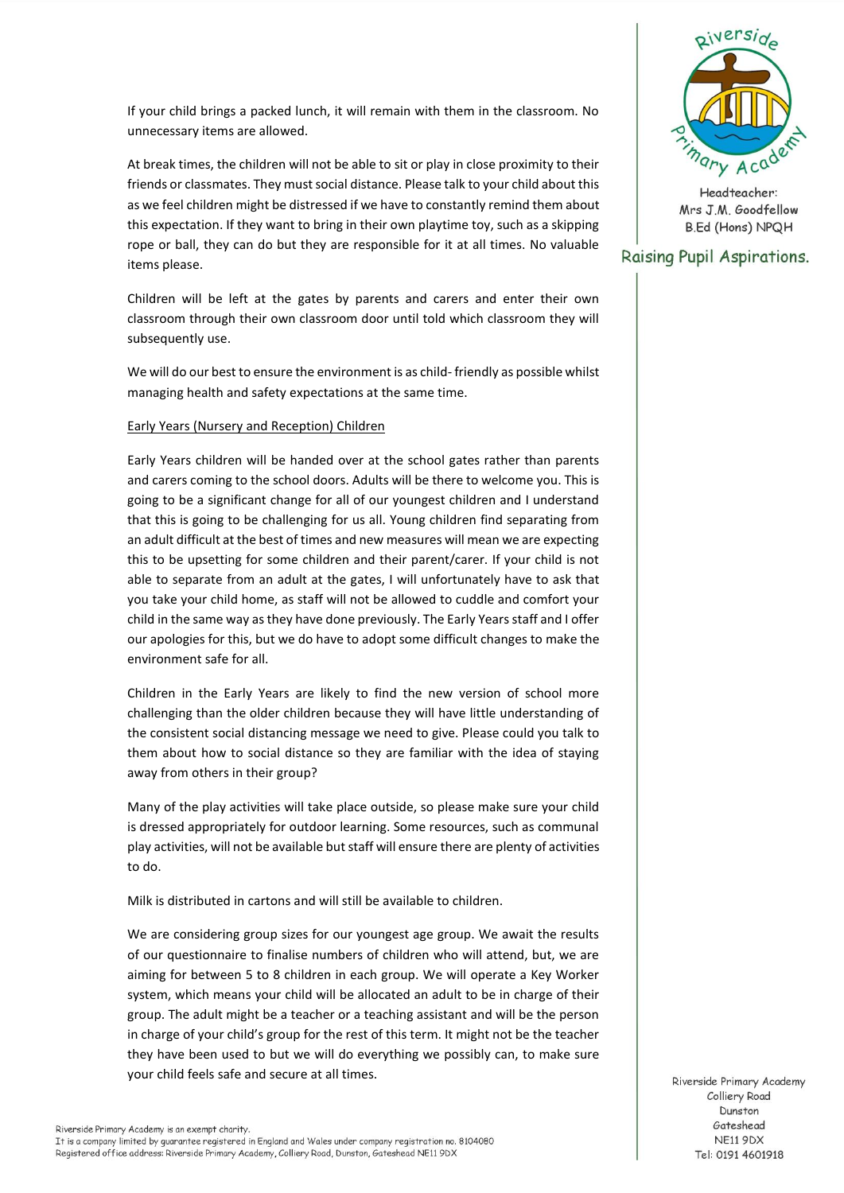If your child brings a packed lunch, it will remain with them in the classroom. No unnecessary items are allowed.

At break times, the children will not be able to sit or play in close proximity to their friends or classmates. They must social distance. Please talk to your child about this as we feel children might be distressed if we have to constantly remind them about this expectation. If they want to bring in their own playtime toy, such as a skipping rope or ball, they can do but they are responsible for it at all times. No valuable items please.

Children will be left at the gates by parents and carers and enter their own classroom through their own classroom door until told which classroom they will subsequently use.

We will do our best to ensure the environment is as child- friendly as possible whilst managing health and safety expectations at the same time.

Early Years (Nursery and Reception) Children

Early Years children will be handed over at the school gates rather than parents and carers coming to the school doors. Adults will be there to welcome you. This is going to be a significant change for all of our youngest children and I understand that this is going to be challenging for us all. Young children find separating from an adult difficult at the best of times and new measures will mean we are expecting this to be upsetting for some children and their parent/carer. If your child is not able to separate from an adult at the gates, I will unfortunately have to ask that you take your child home, as staff will not be allowed to cuddle and comfort your child in the same way as they have done previously. The Early Years staff and I offer our apologies for this, but we do have to adopt some difficult changes to make the environment safe for all.

Children in the Early Years are likely to find the new version of school more challenging than the older children because they will have little understanding of the consistent social distancing message we need to give. Please could you talk to them about how to social distance so they are familiar with the idea of staying away from others in their group?

Many of the play activities will take place outside, so please make sure your child is dressed appropriately for outdoor learning. Some resources, such as communal play activities, will not be available but staff will ensure there are plenty of activities to do.

Milk is distributed in cartons and will still be available to children.

We are considering group sizes for our youngest age group. We await the results of our questionnaire to finalise numbers of children who will attend, but, we are aiming for between 5 to 8 children in each group. We will operate a Key Worker system, which means your child will be allocated an adult to be in charge of their group. The adult might be a teacher or a teaching assistant and will be the person in charge of your child's group for the rest of this term. It might not be the teacher they have been used to but we will do everything we possibly can, to make sure your child feels safe and secure at all times.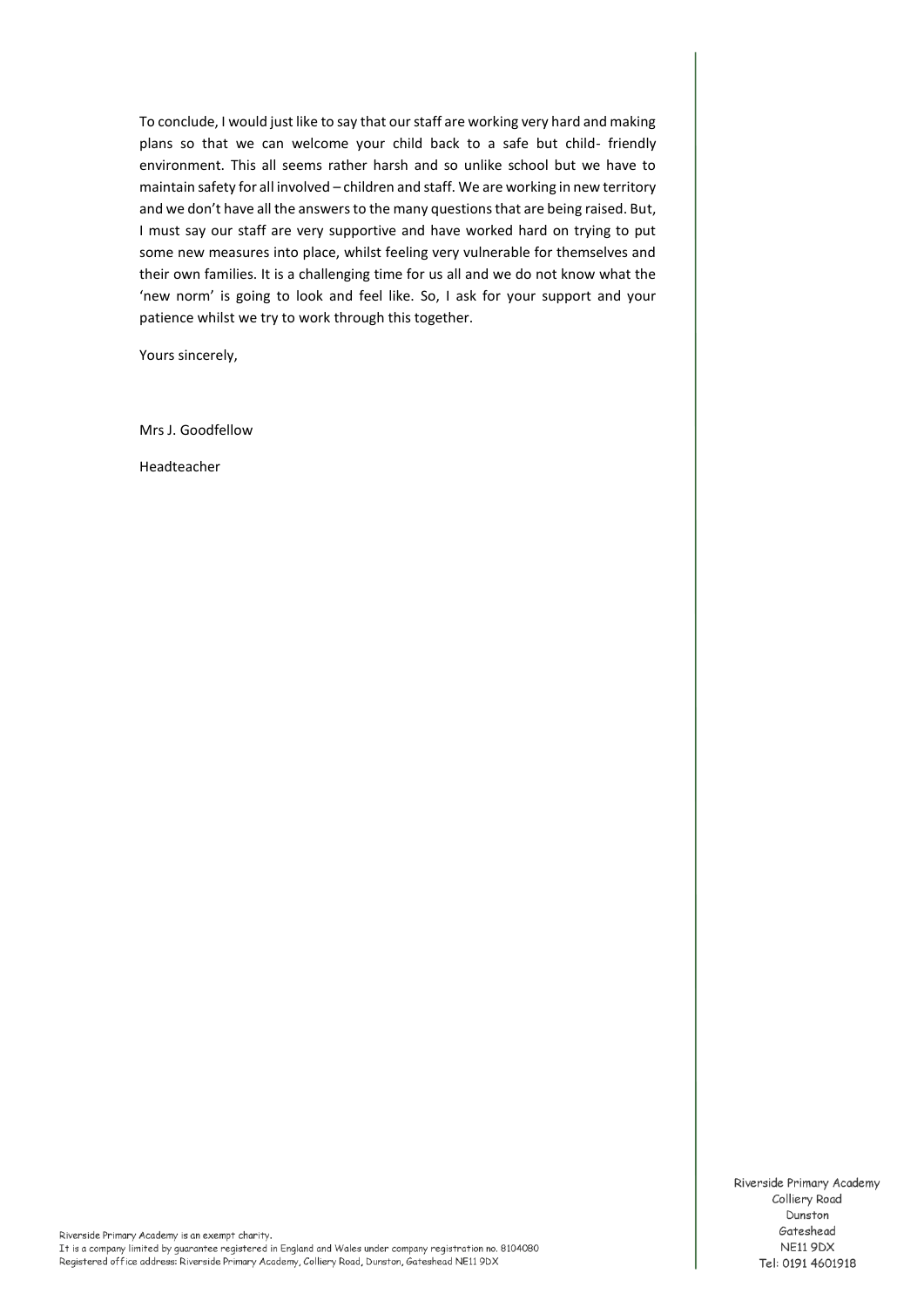To conclude, I would just like to say that our staff are working very hard and making plans so that we can welcome your child back to a safe but child- friendly environment. This all seems rather harsh and so unlike school but we have to maintain safety for all involved – children and staff. We are working in new territory and we don't have all the answers to the many questions that are being raised. But, I must say our staff are very supportive and have worked hard on trying to put some new measures into place, whilst feeling very vulnerable for themselves and their own families. It is a challenging time for us all and we do not know what the 'new norm' is going to look and feel like. So, I ask for your support and your patience whilst we try to work through this together.

Yours sincerely,

Mrs J. Goodfellow

Headteacher

Riverside Primary Academy is an exempt charity.
It is a company limited by guarantee registered in England and Wales under company registration no. 8104080
Registered office address: Riverside Primary Academy, Colliery Road, Dunston, Gateshead NE11 9DX

Riverside Primary Academy
Colliery Road
Dunston
Gateshead
NE11 9DX
Tel: 0191 4601918